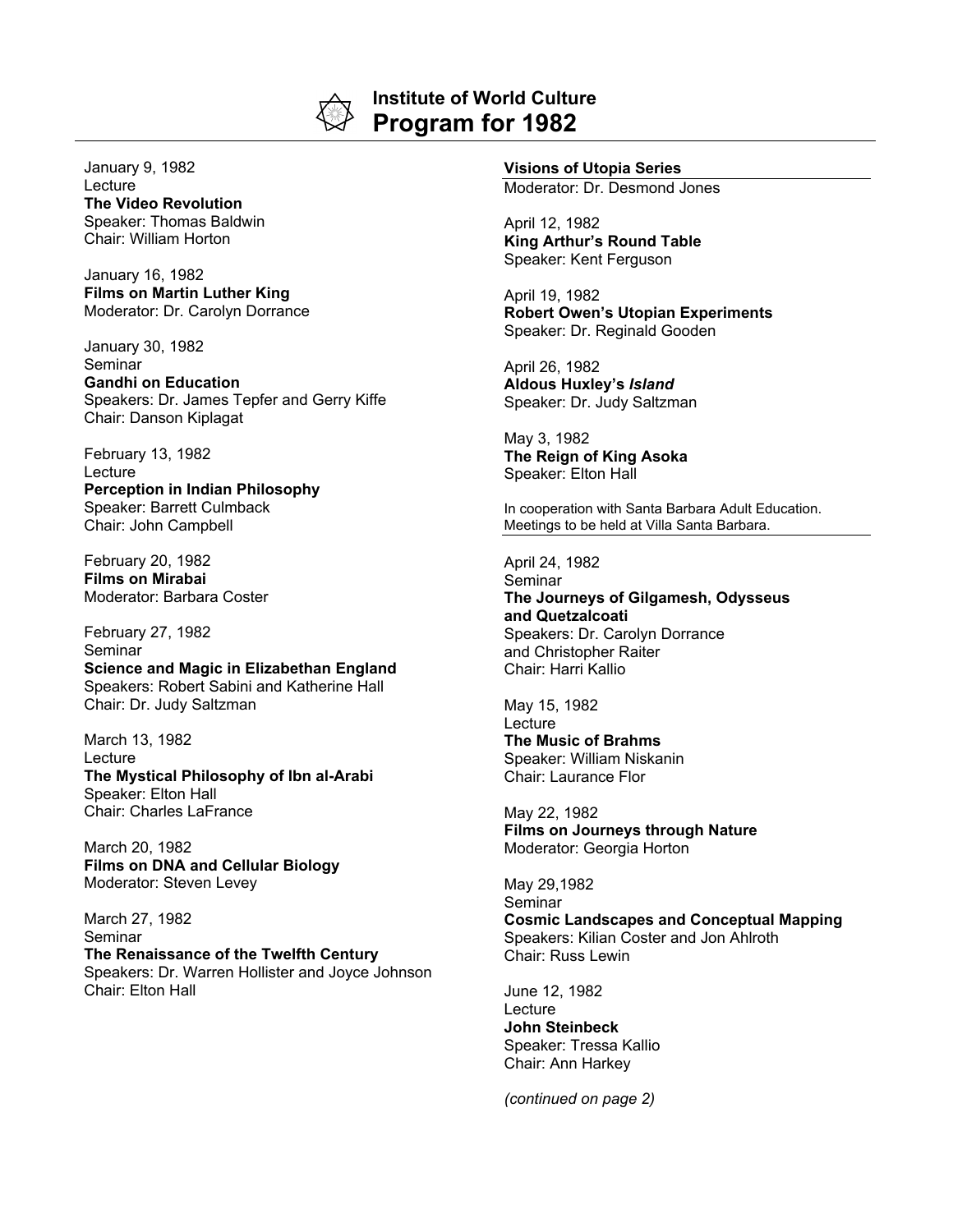# Institute of World Culture
# Program for 1982

January 9, 1982
Lecture
**The Video Revolution**
Speaker: Thomas Baldwin
Chair: William Horton

January 16, 1982
**Films on Martin Luther King**
Moderator: Dr. Carolyn Dorrance

January 30, 1982
Seminar
**Gandhi on Education**
Speakers: Dr. James Tepfer and Gerry Kiffe
Chair: Danson Kiplagat

February 13, 1982
Lecture
**Perception in Indian Philosophy**
Speaker: Barrett Culmback
Chair: John Campbell

February 20, 1982
**Films on Mirabai**
Moderator: Barbara Coster

February 27, 1982
Seminar
**Science and Magic in Elizabethan England**
Speakers: Robert Sabini and Katherine Hall
Chair: Dr. Judy Saltzman

March 13, 1982
Lecture
**The Mystical Philosophy of Ibn al-Arabi**
Speaker: Elton Hall
Chair: Charles LaFrance

March 20, 1982
**Films on DNA and Cellular Biology**
Moderator: Steven Levey

March 27, 1982
Seminar
**The Renaissance of the Twelfth Century**
Speakers: Dr. Warren Hollister and Joyce Johnson
Chair: Elton Hall

**Visions of Utopia Series**
Moderator: Dr. Desmond Jones

April 12, 1982
**King Arthur's Round Table**
Speaker: Kent Ferguson

April 19, 1982
**Robert Owen's Utopian Experiments**
Speaker: Dr. Reginald Gooden

April 26, 1982
**Aldous Huxley's *Island***
Speaker: Dr. Judy Saltzman

May 3, 1982
**The Reign of King Asoka**
Speaker: Elton Hall

In cooperation with Santa Barbara Adult Education.
Meetings to be held at Villa Santa Barbara.

April 24, 1982
Seminar
**The Journeys of Gilgamesh, Odysseus and Quetzalcoati**
Speakers: Dr. Carolyn Dorrance and Christopher Raiter
Chair: Harri Kallio

May 15, 1982
Lecture
**The Music of Brahms**
Speaker: William Niskanin
Chair: Laurance Flor

May 22, 1982
**Films on Journeys through Nature**
Moderator: Georgia Horton

May 29,1982
Seminar
**Cosmic Landscapes and Conceptual Mapping**
Speakers: Kilian Coster and Jon Ahlroth
Chair: Russ Lewin

June 12, 1982
Lecture
**John Steinbeck**
Speaker: Tressa Kallio
Chair: Ann Harkey

*(continued on page 2)*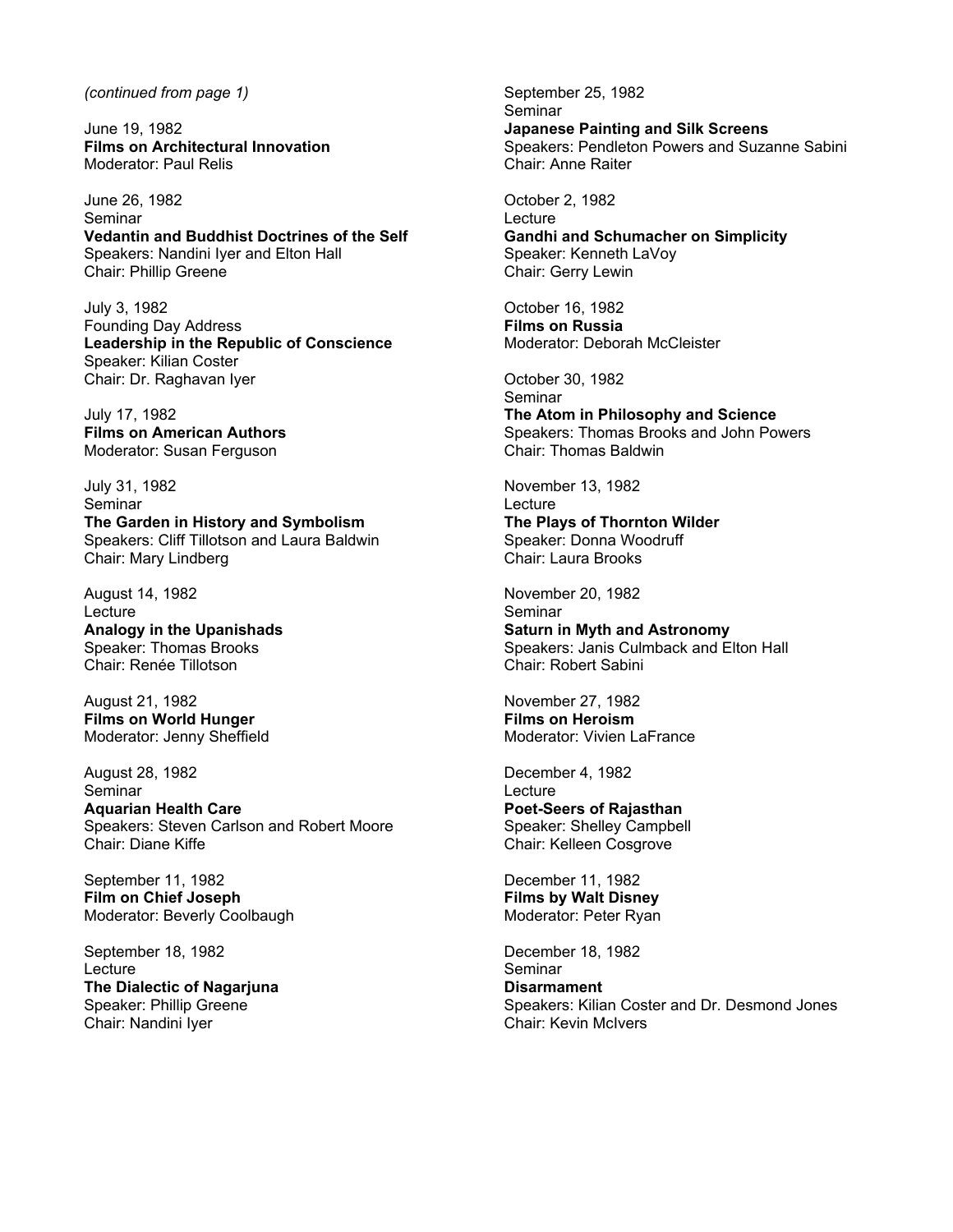*(continued from page 1)*

June 19, 1982
**Films on Architectural Innovation**
Moderator: Paul Relis

June 26, 1982
Seminar
**Vedantin and Buddhist Doctrines of the Self**
Speakers: Nandini Iyer and Elton Hall
Chair: Phillip Greene

July 3, 1982
Founding Day Address
**Leadership in the Republic of Conscience**
Speaker: Kilian Coster
Chair: Dr. Raghavan Iyer

July 17, 1982
**Films on American Authors**
Moderator: Susan Ferguson

July 31, 1982
Seminar
**The Garden in History and Symbolism**
Speakers: Cliff Tillotson and Laura Baldwin
Chair: Mary Lindberg

August 14, 1982
Lecture
**Analogy in the Upanishads**
Speaker: Thomas Brooks
Chair: Renée Tillotson

August 21, 1982
**Films on World Hunger**
Moderator: Jenny Sheffield

August 28, 1982
Seminar
**Aquarian Health Care**
Speakers: Steven Carlson and Robert Moore
Chair: Diane Kiffe

September 11, 1982
**Film on Chief Joseph**
Moderator: Beverly Coolbaugh

September 18, 1982
Lecture
**The Dialectic of Nagarjuna**
Speaker: Phillip Greene
Chair: Nandini Iyer

September 25, 1982
Seminar
**Japanese Painting and Silk Screens**
Speakers: Pendleton Powers and Suzanne Sabini
Chair: Anne Raiter

October 2, 1982
Lecture
**Gandhi and Schumacher on Simplicity**
Speaker: Kenneth LaVoy
Chair: Gerry Lewin

October 16, 1982
**Films on Russia**
Moderator: Deborah McCleister

October 30, 1982
Seminar
**The Atom in Philosophy and Science**
Speakers: Thomas Brooks and John Powers
Chair: Thomas Baldwin

November 13, 1982
Lecture
**The Plays of Thornton Wilder**
Speaker: Donna Woodruff
Chair: Laura Brooks

November 20, 1982
Seminar
**Saturn in Myth and Astronomy**
Speakers: Janis Culmback and Elton Hall
Chair: Robert Sabini

November 27, 1982
**Films on Heroism**
Moderator: Vivien LaFrance

December 4, 1982
Lecture
**Poet-Seers of Rajasthan**
Speaker: Shelley Campbell
Chair: Kelleen Cosgrove

December 11, 1982
**Films by Walt Disney**
Moderator: Peter Ryan

December 18, 1982
Seminar
**Disarmament**
Speakers: Kilian Coster and Dr. Desmond Jones
Chair: Kevin McIvers